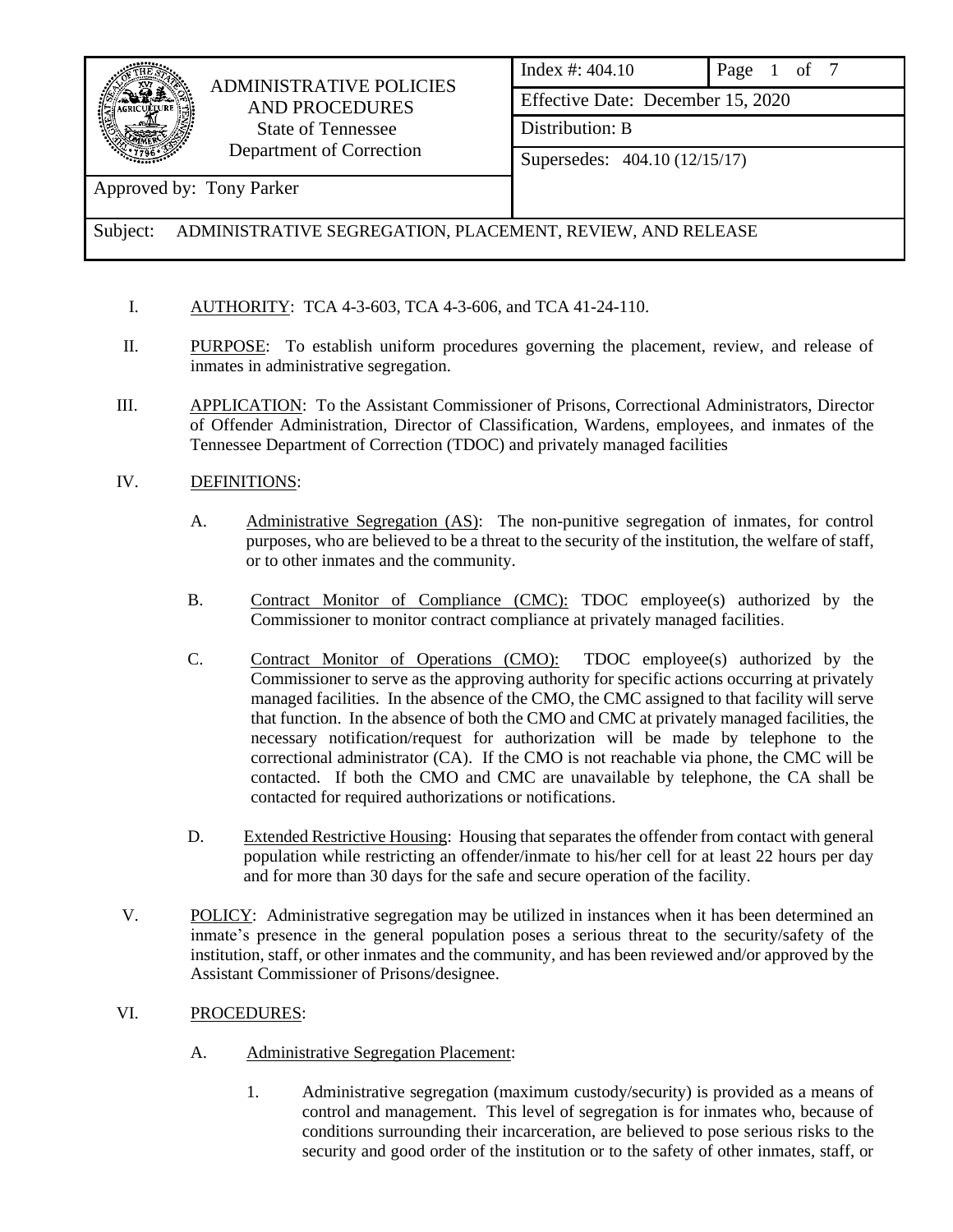| ADMINISTRATIVE POLICIES AND PROCEDURES State of Tennessee Department of Correction | Index #: 404.10 | Page 1 of 7 |
|---|---|---|
| | Effective Date: December 15, 2020 | |
| | Distribution: B | |
| | Supersedes: 404.10 (12/15/17) | |
| Approved by: Tony Parker | | |
| Subject: ADMINISTRATIVE SEGREGATION, PLACEMENT, REVIEW, AND RELEASE | | |

I. AUTHORITY: TCA 4-3-603, TCA 4-3-606, and TCA 41-24-110.

II. PURPOSE: To establish uniform procedures governing the placement, review, and release of inmates in administrative segregation.

III. APPLICATION: To the Assistant Commissioner of Prisons, Correctional Administrators, Director of Offender Administration, Director of Classification, Wardens, employees, and inmates of the Tennessee Department of Correction (TDOC) and privately managed facilities

IV. DEFINITIONS:

A. Administrative Segregation (AS): The non-punitive segregation of inmates, for control purposes, who are believed to be a threat to the security of the institution, the welfare of staff, or to other inmates and the community.

B. Contract Monitor of Compliance (CMC): TDOC employee(s) authorized by the Commissioner to monitor contract compliance at privately managed facilities.

C. Contract Monitor of Operations (CMO): TDOC employee(s) authorized by the Commissioner to serve as the approving authority for specific actions occurring at privately managed facilities. In the absence of the CMO, the CMC assigned to that facility will serve that function. In the absence of both the CMO and CMC at privately managed facilities, the necessary notification/request for authorization will be made by telephone to the correctional administrator (CA). If the CMO is not reachable via phone, the CMC will be contacted. If both the CMO and CMC are unavailable by telephone, the CA shall be contacted for required authorizations or notifications.

D. Extended Restrictive Housing: Housing that separates the offender from contact with general population while restricting an offender/inmate to his/her cell for at least 22 hours per day and for more than 30 days for the safe and secure operation of the facility.

V. POLICY: Administrative segregation may be utilized in instances when it has been determined an inmate's presence in the general population poses a serious threat to the security/safety of the institution, staff, or other inmates and the community, and has been reviewed and/or approved by the Assistant Commissioner of Prisons/designee.

VI. PROCEDURES:

A. Administrative Segregation Placement:

1. Administrative segregation (maximum custody/security) is provided as a means of control and management. This level of segregation is for inmates who, because of conditions surrounding their incarceration, are believed to pose serious risks to the security and good order of the institution or to the safety of other inmates, staff, or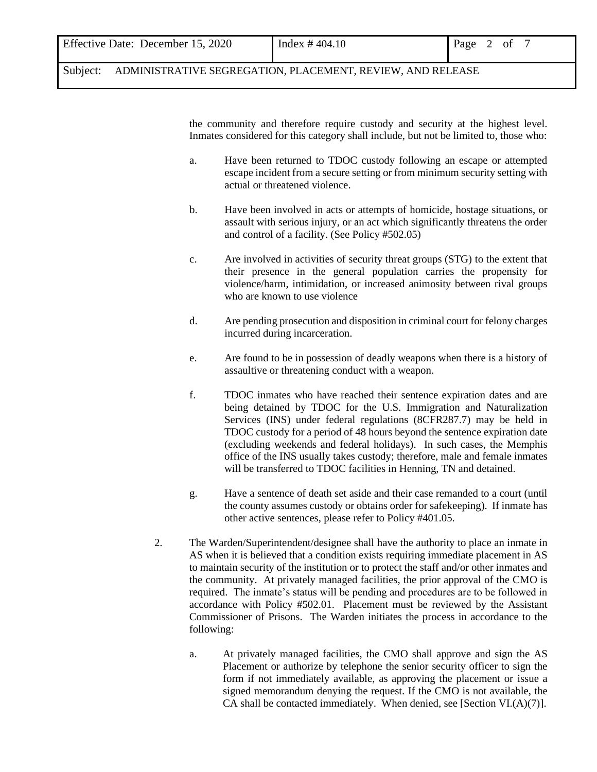the community and therefore require custody and security at the highest level. Inmates considered for this category shall include, but not be limited to, those who:

a. Have been returned to TDOC custody following an escape or attempted escape incident from a secure setting or from minimum security setting with actual or threatened violence.

b. Have been involved in acts or attempts of homicide, hostage situations, or assault with serious injury, or an act which significantly threatens the order and control of a facility. (See Policy #502.05)

c. Are involved in activities of security threat groups (STG) to the extent that their presence in the general population carries the propensity for violence/harm, intimidation, or increased animosity between rival groups who are known to use violence

d. Are pending prosecution and disposition in criminal court for felony charges incurred during incarceration.

e. Are found to be in possession of deadly weapons when there is a history of assaultive or threatening conduct with a weapon.

f. TDOC inmates who have reached their sentence expiration dates and are being detained by TDOC for the U.S. Immigration and Naturalization Services (INS) under federal regulations (8CFR287.7) may be held in TDOC custody for a period of 48 hours beyond the sentence expiration date (excluding weekends and federal holidays). In such cases, the Memphis office of the INS usually takes custody; therefore, male and female inmates will be transferred to TDOC facilities in Henning, TN and detained.

g. Have a sentence of death set aside and their case remanded to a court (until the county assumes custody or obtains order for safekeeping). If inmate has other active sentences, please refer to Policy #401.05.

2. The Warden/Superintendent/designee shall have the authority to place an inmate in AS when it is believed that a condition exists requiring immediate placement in AS to maintain security of the institution or to protect the staff and/or other inmates and the community. At privately managed facilities, the prior approval of the CMO is required. The inmate's status will be pending and procedures are to be followed in accordance with Policy #502.01. Placement must be reviewed by the Assistant Commissioner of Prisons. The Warden initiates the process in accordance to the following:

   a. At privately managed facilities, the CMO shall approve and sign the AS Placement or authorize by telephone the senior security officer to sign the form if not immediately available, as approving the placement or issue a signed memorandum denying the request. If the CMO is not available, the CA shall be contacted immediately. When denied, see [Section VI.(A)(7)].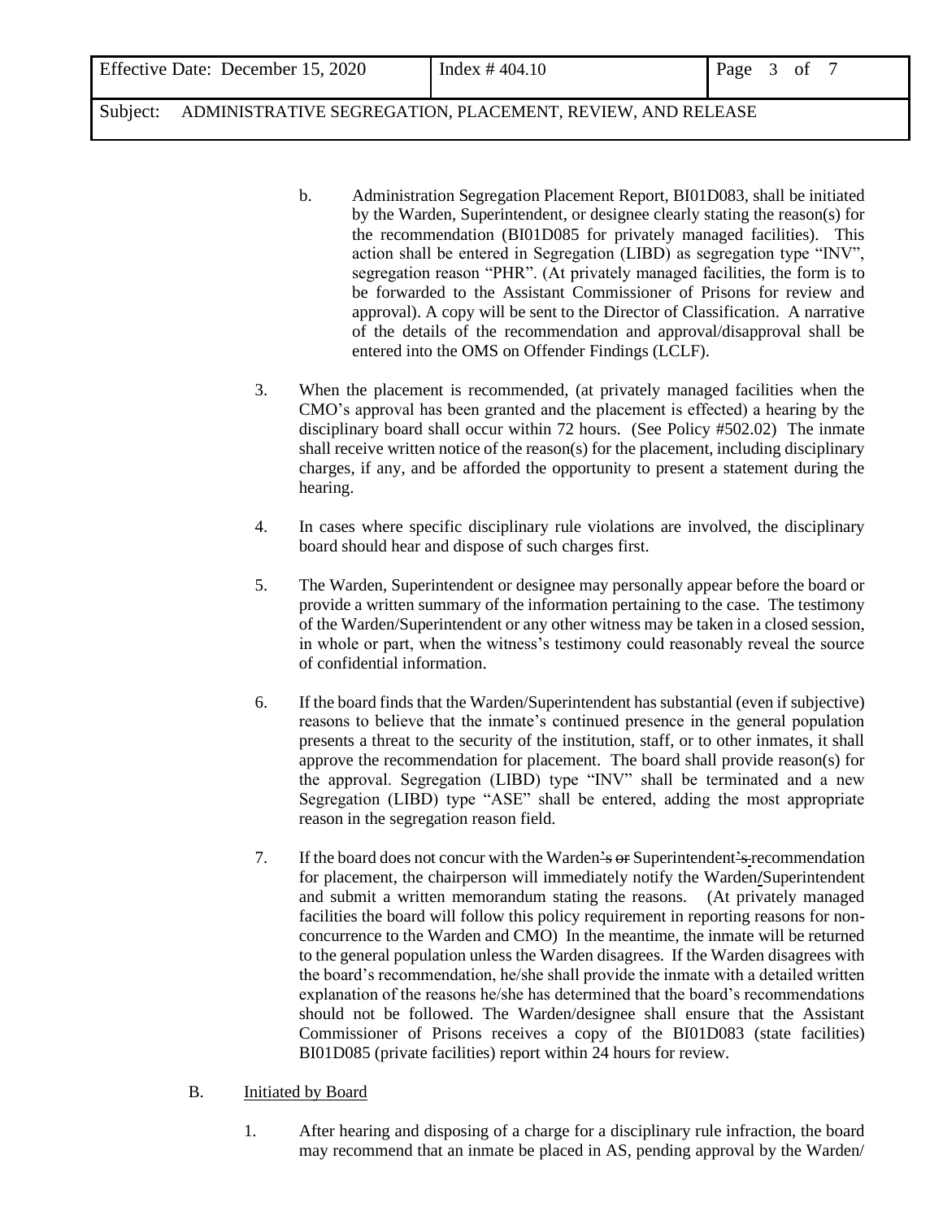b. Administration Segregation Placement Report, BI01D083, shall be initiated by the Warden, Superintendent, or designee clearly stating the reason(s) for the recommendation (BI01D085 for privately managed facilities). This action shall be entered in Segregation (LIBD) as segregation type "INV", segregation reason "PHR". (At privately managed facilities, the form is to be forwarded to the Assistant Commissioner of Prisons for review and approval). A copy will be sent to the Director of Classification. A narrative of the details of the recommendation and approval/disapproval shall be entered into the OMS on Offender Findings (LCLF).

3. When the placement is recommended, (at privately managed facilities when the CMO's approval has been granted and the placement is effected) a hearing by the disciplinary board shall occur within 72 hours. (See Policy #502.02) The inmate shall receive written notice of the reason(s) for the placement, including disciplinary charges, if any, and be afforded the opportunity to present a statement during the hearing.

4. In cases where specific disciplinary rule violations are involved, the disciplinary board should hear and dispose of such charges first.

5. The Warden, Superintendent or designee may personally appear before the board or provide a written summary of the information pertaining to the case. The testimony of the Warden/Superintendent or any other witness may be taken in a closed session, in whole or part, when the witness's testimony could reasonably reveal the source of confidential information.

6. If the board finds that the Warden/Superintendent has substantial (even if subjective) reasons to believe that the inmate's continued presence in the general population presents a threat to the security of the institution, staff, or to other inmates, it shall approve the recommendation for placement. The board shall provide reason(s) for the approval. Segregation (LIBD) type "INV" shall be terminated and a new Segregation (LIBD) type "ASE" shall be entered, adding the most appropriate reason in the segregation reason field.

7. If the board does not concur with the Warden~~'s or~~ Superintendent~~'s~~ recommendation for placement, the chairperson will immediately notify the Warden/Superintendent and submit a written memorandum stating the reasons. (At privately managed facilities the board will follow this policy requirement in reporting reasons for non-concurrence to the Warden and CMO) In the meantime, the inmate will be returned to the general population unless the Warden disagrees. If the Warden disagrees with the board's recommendation, he/she shall provide the inmate with a detailed written explanation of the reasons he/she has determined that the board's recommendations should not be followed. The Warden/designee shall ensure that the Assistant Commissioner of Prisons receives a copy of the BI01D083 (state facilities) BI01D085 (private facilities) report within 24 hours for review.

B. Initiated by Board

1. After hearing and disposing of a charge for a disciplinary rule infraction, the board may recommend that an inmate be placed in AS, pending approval by the Warden/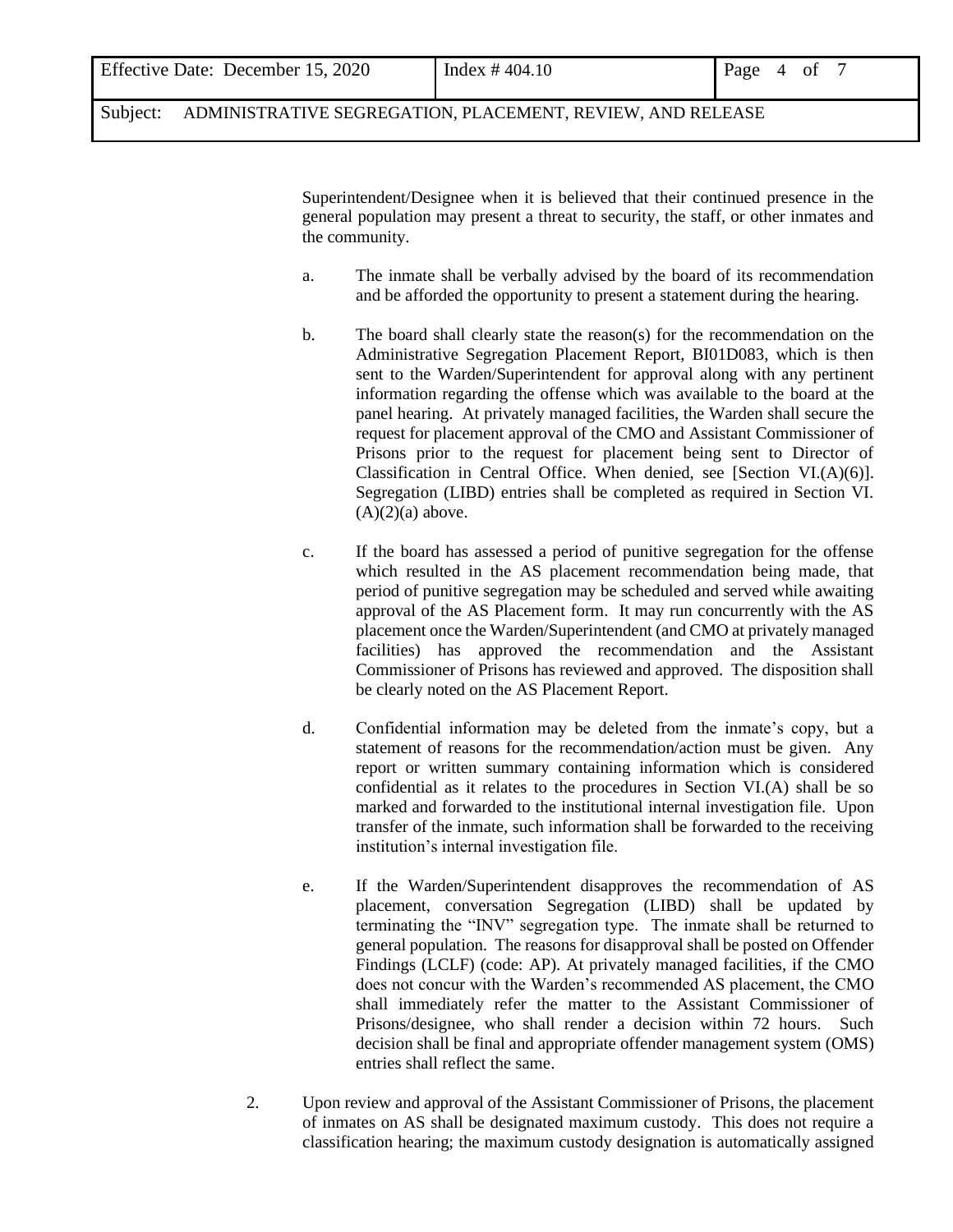Superintendent/Designee when it is believed that their continued presence in the general population may present a threat to security, the staff, or other inmates and the community.

a. The inmate shall be verbally advised by the board of its recommendation and be afforded the opportunity to present a statement during the hearing.

b. The board shall clearly state the reason(s) for the recommendation on the Administrative Segregation Placement Report, BI01D083, which is then sent to the Warden/Superintendent for approval along with any pertinent information regarding the offense which was available to the board at the panel hearing. At privately managed facilities, the Warden shall secure the request for placement approval of the CMO and Assistant Commissioner of Prisons prior to the request for placement being sent to Director of Classification in Central Office. When denied, see [Section VI.(A)(6)]. Segregation (LIBD) entries shall be completed as required in Section VI.(A)(2)(a) above.

c. If the board has assessed a period of punitive segregation for the offense which resulted in the AS placement recommendation being made, that period of punitive segregation may be scheduled and served while awaiting approval of the AS Placement form. It may run concurrently with the AS placement once the Warden/Superintendent (and CMO at privately managed facilities) has approved the recommendation and the Assistant Commissioner of Prisons has reviewed and approved. The disposition shall be clearly noted on the AS Placement Report.

d. Confidential information may be deleted from the inmate's copy, but a statement of reasons for the recommendation/action must be given. Any report or written summary containing information which is considered confidential as it relates to the procedures in Section VI.(A) shall be so marked and forwarded to the institutional internal investigation file. Upon transfer of the inmate, such information shall be forwarded to the receiving institution's internal investigation file.

e. If the Warden/Superintendent disapproves the recommendation of AS placement, conversation Segregation (LIBD) shall be updated by terminating the "INV" segregation type. The inmate shall be returned to general population. The reasons for disapproval shall be posted on Offender Findings (LCLF) (code: AP). At privately managed facilities, if the CMO does not concur with the Warden's recommended AS placement, the CMO shall immediately refer the matter to the Assistant Commissioner of Prisons/designee, who shall render a decision within 72 hours. Such decision shall be final and appropriate offender management system (OMS) entries shall reflect the same.

2. Upon review and approval of the Assistant Commissioner of Prisons, the placement of inmates on AS shall be designated maximum custody. This does not require a classification hearing; the maximum custody designation is automatically assigned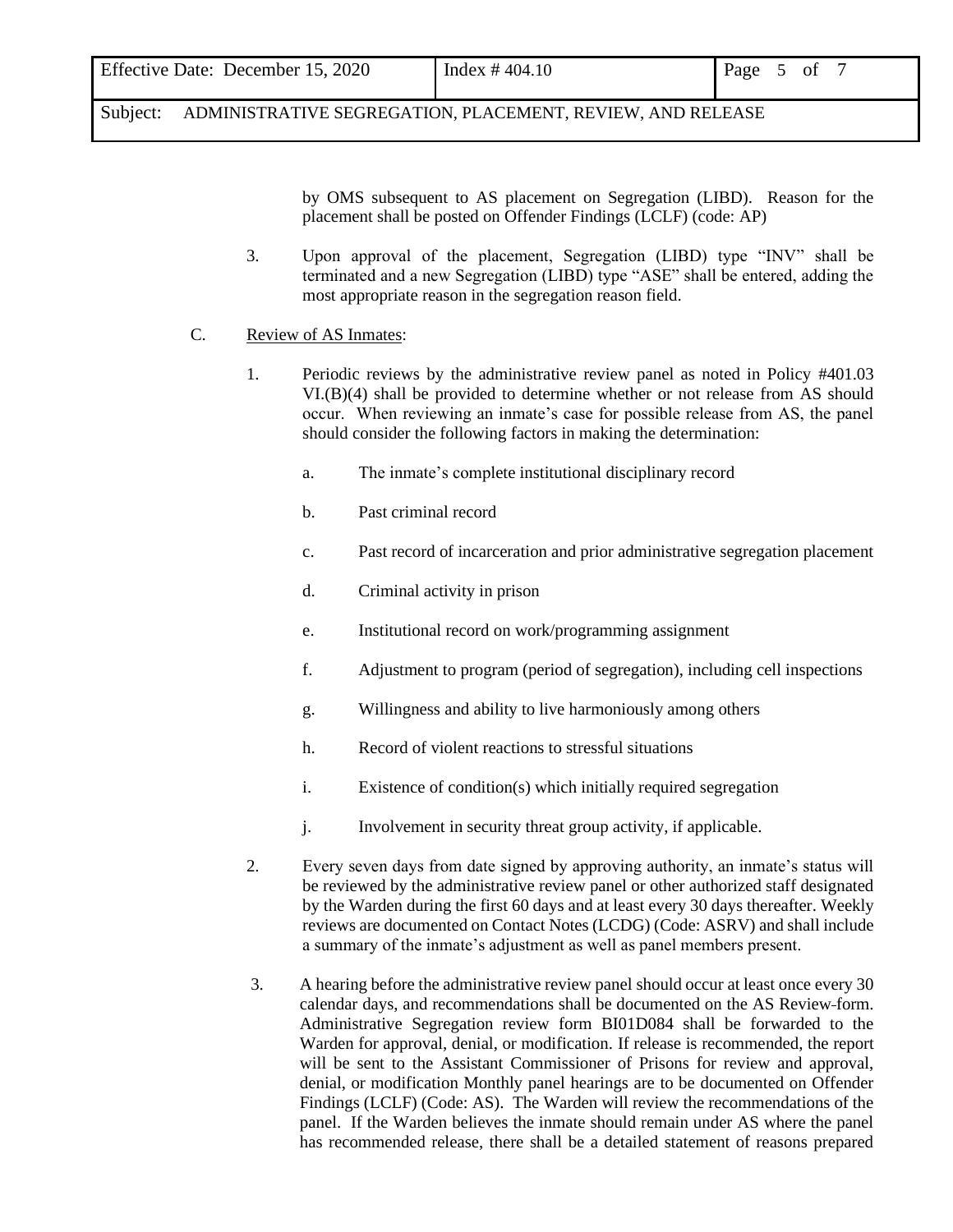by OMS subsequent to AS placement on Segregation (LIBD). Reason for the placement shall be posted on Offender Findings (LCLF) (code: AP)

3. Upon approval of the placement, Segregation (LIBD) type "INV" shall be terminated and a new Segregation (LIBD) type "ASE" shall be entered, adding the most appropriate reason in the segregation reason field.

C. Review of AS Inmates:

1. Periodic reviews by the administrative review panel as noted in Policy #401.03 VI.(B)(4) shall be provided to determine whether or not release from AS should occur. When reviewing an inmate's case for possible release from AS, the panel should consider the following factors in making the determination:

   a. The inmate's complete institutional disciplinary record

   b. Past criminal record

   c. Past record of incarceration and prior administrative segregation placement

   d. Criminal activity in prison

   e. Institutional record on work/programming assignment

   f. Adjustment to program (period of segregation), including cell inspections

   g. Willingness and ability to live harmoniously among others

   h. Record of violent reactions to stressful situations

   i. Existence of condition(s) which initially required segregation

   j. Involvement in security threat group activity, if applicable.

2. Every seven days from date signed by approving authority, an inmate's status will be reviewed by the administrative review panel or other authorized staff designated by the Warden during the first 60 days and at least every 30 days thereafter. Weekly reviews are documented on Contact Notes (LCDG) (Code: ASRV) and shall include a summary of the inmate's adjustment as well as panel members present.

3. A hearing before the administrative review panel should occur at least once every 30 calendar days, and recommendations shall be documented on the AS Review form. Administrative Segregation review form BI01D084 shall be forwarded to the Warden for approval, denial, or modification. If release is recommended, the report will be sent to the Assistant Commissioner of Prisons for review and approval, denial, or modification Monthly panel hearings are to be documented on Offender Findings (LCLF) (Code: AS). The Warden will review the recommendations of the panel. If the Warden believes the inmate should remain under AS where the panel has recommended release, there shall be a detailed statement of reasons prepared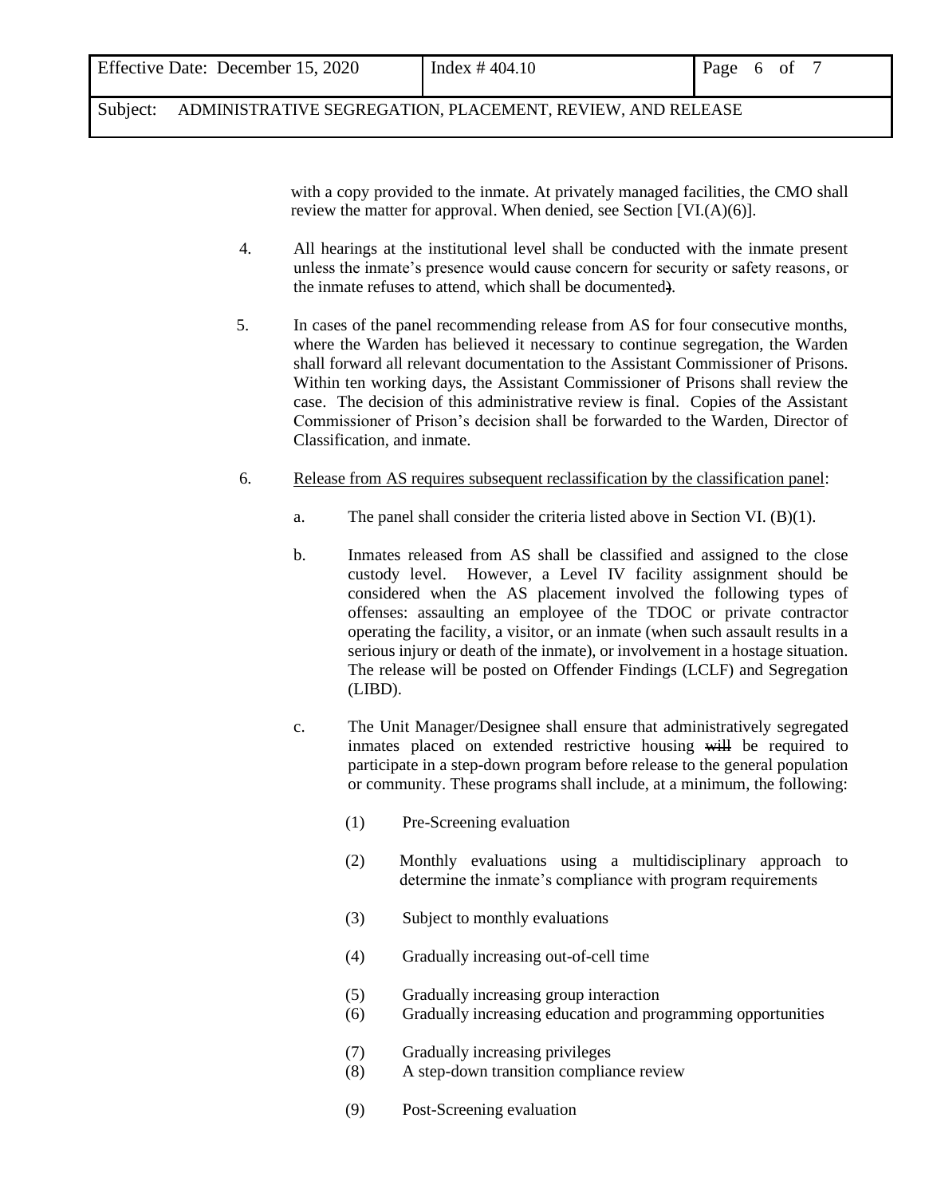with a copy provided to the inmate. At privately managed facilities, the CMO shall review the matter for approval. When denied, see Section [VI.(A)(6)].

4. All hearings at the institutional level shall be conducted with the inmate present unless the inmate's presence would cause concern for security or safety reasons, or the inmate refuses to attend, which shall be documented~~)~~.

5. In cases of the panel recommending release from AS for four consecutive months, where the Warden has believed it necessary to continue segregation, the Warden shall forward all relevant documentation to the Assistant Commissioner of Prisons. Within ten working days, the Assistant Commissioner of Prisons shall review the case. The decision of this administrative review is final. Copies of the Assistant Commissioner of Prison's decision shall be forwarded to the Warden, Director of Classification, and inmate.

6. <u>Release from AS requires subsequent reclassification by the classification panel</u>:

   a. The panel shall consider the criteria listed above in Section VI. (B)(1).

   b. Inmates released from AS shall be classified and assigned to the close custody level. However, a Level IV facility assignment should be considered when the AS placement involved the following types of offenses: assaulting an employee of the TDOC or private contractor operating the facility, a visitor, or an inmate (when such assault results in a serious injury or death of the inmate), or involvement in a hostage situation. The release will be posted on Offender Findings (LCLF) and Segregation (LIBD).

   c. The Unit Manager/Designee shall ensure that administratively segregated inmates placed on extended restrictive housing ~~will~~ be required to participate in a step-down program before release to the general population or community. These programs shall include, at a minimum, the following:

      (1) Pre-Screening evaluation

      (2) Monthly evaluations using a multidisciplinary approach to determine the inmate's compliance with program requirements

      (3) Subject to monthly evaluations

      (4) Gradually increasing out-of-cell time

      (5) Gradually increasing group interaction

      (6) Gradually increasing education and programming opportunities

      (7) Gradually increasing privileges

      (8) A step-down transition compliance review

      (9) Post-Screening evaluation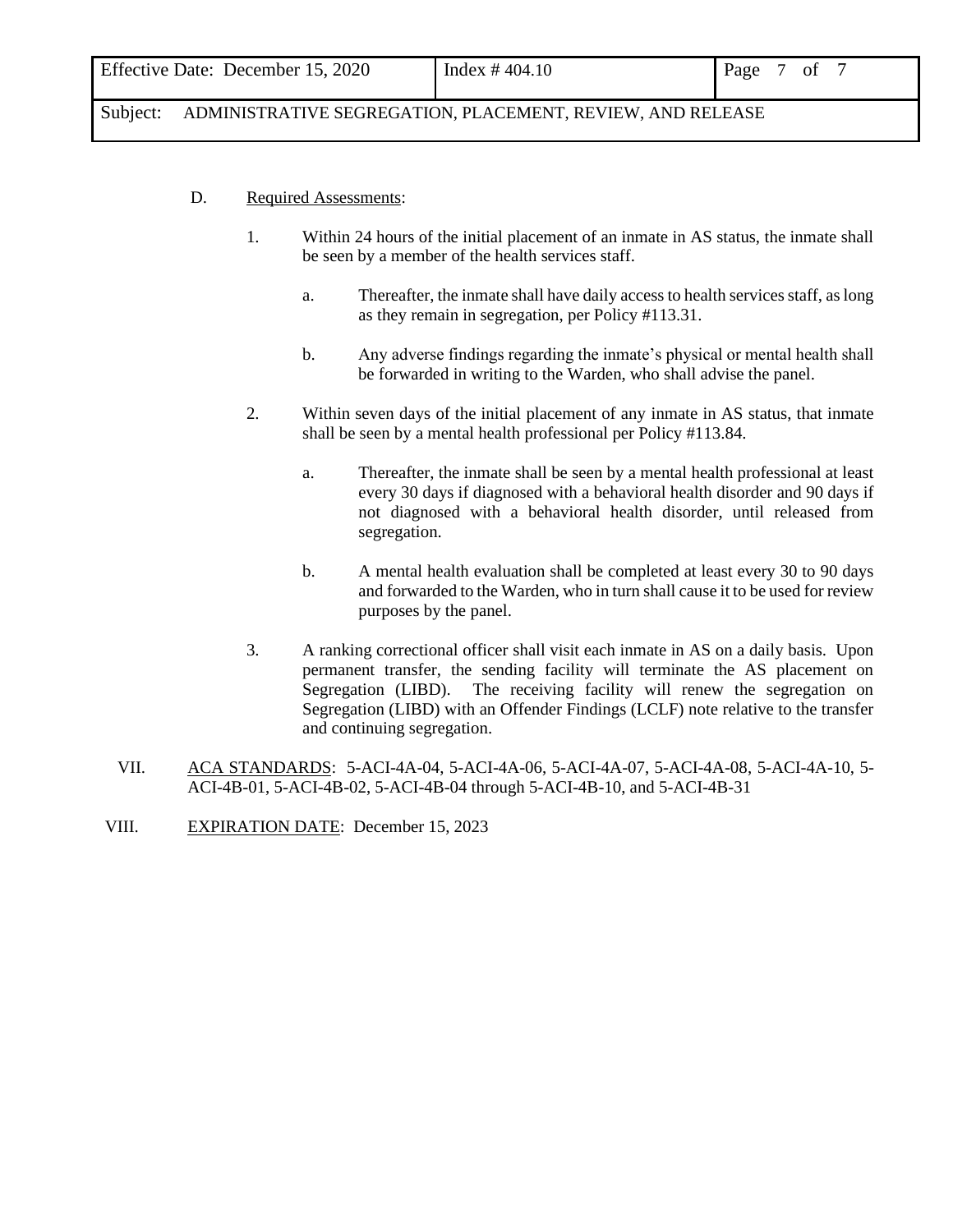D. Required Assessments:

1. Within 24 hours of the initial placement of an inmate in AS status, the inmate shall be seen by a member of the health services staff.

   a. Thereafter, the inmate shall have daily access to health services staff, as long as they remain in segregation, per Policy #113.31.

   b. Any adverse findings regarding the inmate's physical or mental health shall be forwarded in writing to the Warden, who shall advise the panel.

2. Within seven days of the initial placement of any inmate in AS status, that inmate shall be seen by a mental health professional per Policy #113.84.

   a. Thereafter, the inmate shall be seen by a mental health professional at least every 30 days if diagnosed with a behavioral health disorder and 90 days if not diagnosed with a behavioral health disorder, until released from segregation.

   b. A mental health evaluation shall be completed at least every 30 to 90 days and forwarded to the Warden, who in turn shall cause it to be used for review purposes by the panel.

3. A ranking correctional officer shall visit each inmate in AS on a daily basis. Upon permanent transfer, the sending facility will terminate the AS placement on Segregation (LIBD). The receiving facility will renew the segregation on Segregation (LIBD) with an Offender Findings (LCLF) note relative to the transfer and continuing segregation.

VII. ACA STANDARDS: 5-ACI-4A-04, 5-ACI-4A-06, 5-ACI-4A-07, 5-ACI-4A-08, 5-ACI-4A-10, 5-ACI-4B-01, 5-ACI-4B-02, 5-ACI-4B-04 through 5-ACI-4B-10, and 5-ACI-4B-31

VIII. EXPIRATION DATE: December 15, 2023